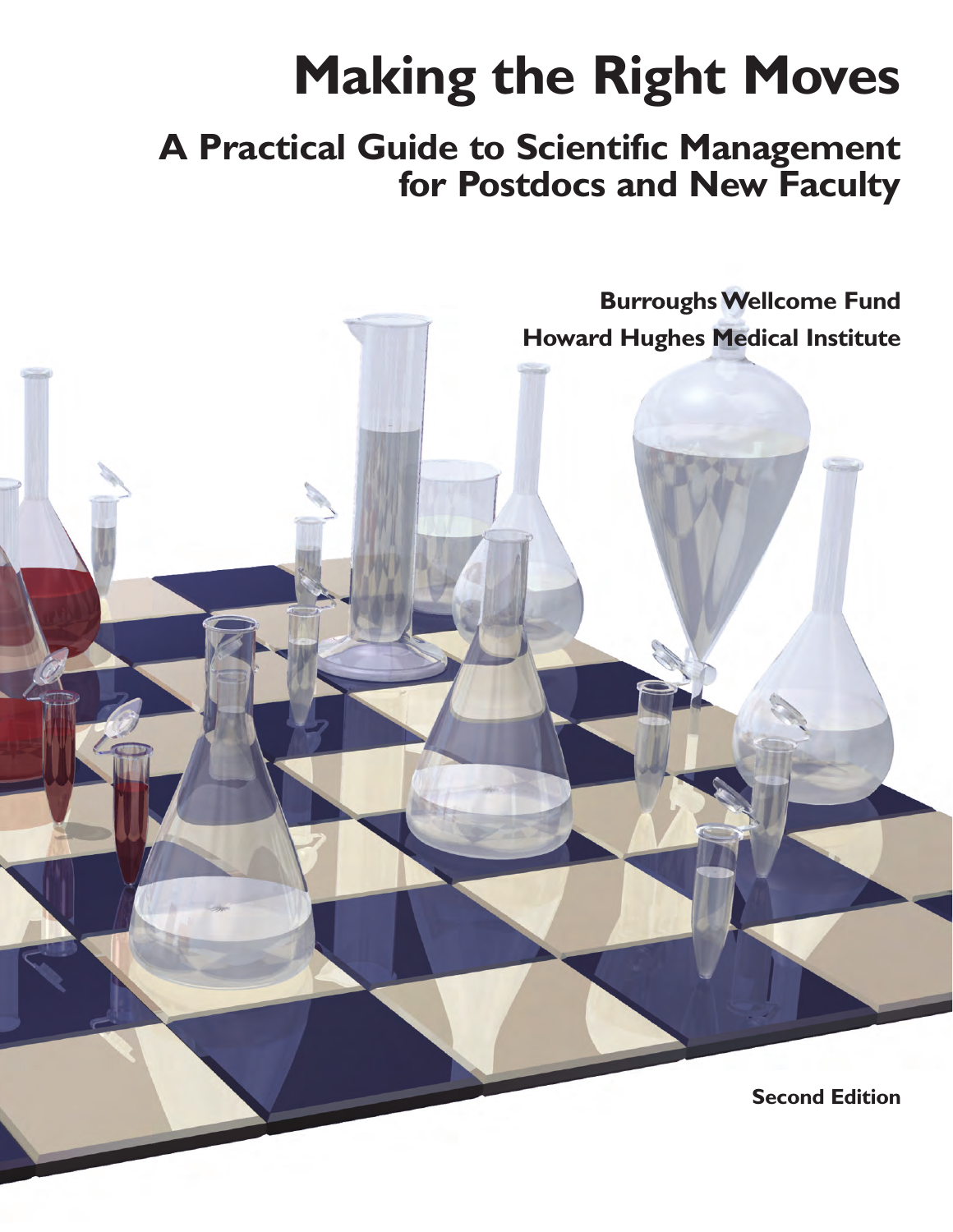# Making the Right Moves

## A Practical Guide to Scientific Management for Postdocs and New Faculty

**Burroughs Wellcome Fund**

**Howard Hughes Medical Institute**

**Second Edition**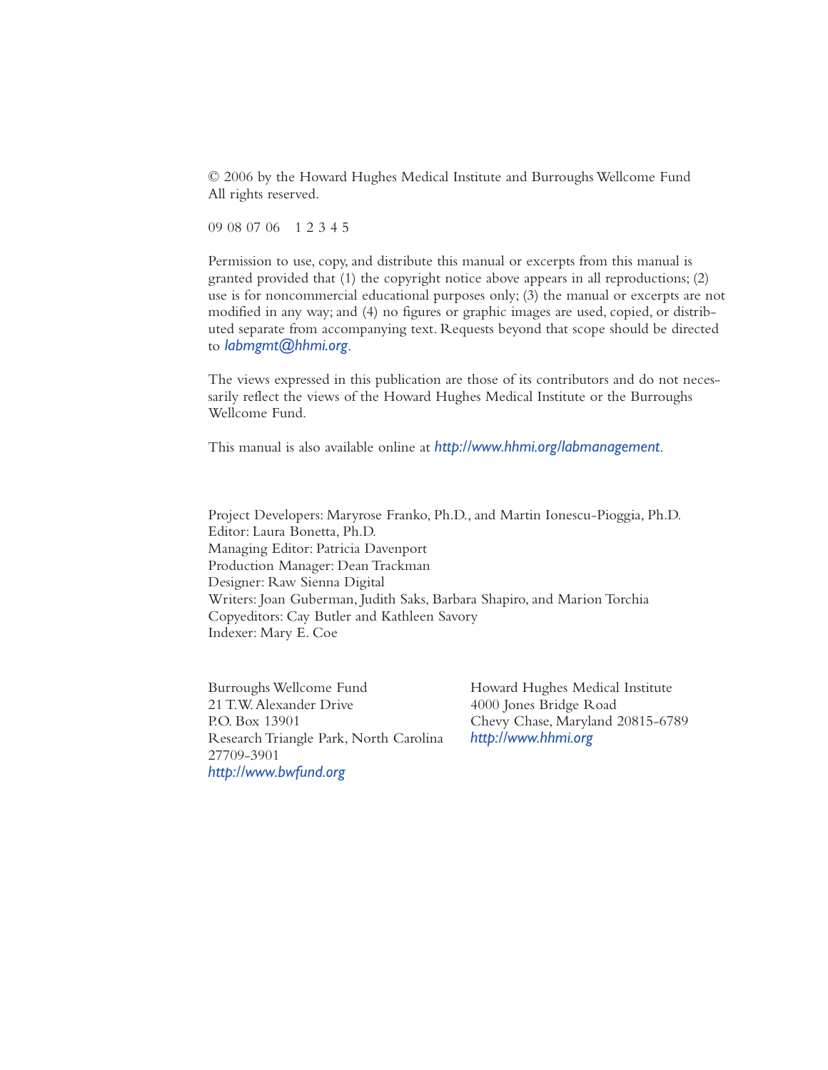© 2006 by the Howard Hughes Medical Institute and Burroughs Wellcome Fund
All rights reserved.

09 08 07 06    1 2 3 4 5

Permission to use, copy, and distribute this manual or excerpts from this manual is granted provided that (1) the copyright notice above appears in all reproductions; (2) use is for noncommercial educational purposes only; (3) the manual or excerpts are not modified in any way; and (4) no figures or graphic images are used, copied, or distributed separate from accompanying text. Requests beyond that scope should be directed to *labmgmt@hhmi.org*.

The views expressed in this publication are those of its contributors and do not necessarily reflect the views of the Howard Hughes Medical Institute or the Burroughs Wellcome Fund.

This manual is also available online at *http://www.hhmi.org/labmanagement*.

Project Developers: Maryrose Franko, Ph.D., and Martin Ionescu-Pioggia, Ph.D.
Editor: Laura Bonetta, Ph.D.
Managing Editor: Patricia Davenport
Production Manager: Dean Trackman
Designer: Raw Sienna Digital
Writers: Joan Guberman, Judith Saks, Barbara Shapiro, and Marion Torchia
Copyeditors: Cay Butler and Kathleen Savory
Indexer: Mary E. Coe

Burroughs Wellcome Fund
21 T.W. Alexander Drive
P.O. Box 13901
Research Triangle Park, North Carolina
27709-3901
*http://www.bwfund.org*

Howard Hughes Medical Institute
4000 Jones Bridge Road
Chevy Chase, Maryland 20815-6789
*http://www.hhmi.org*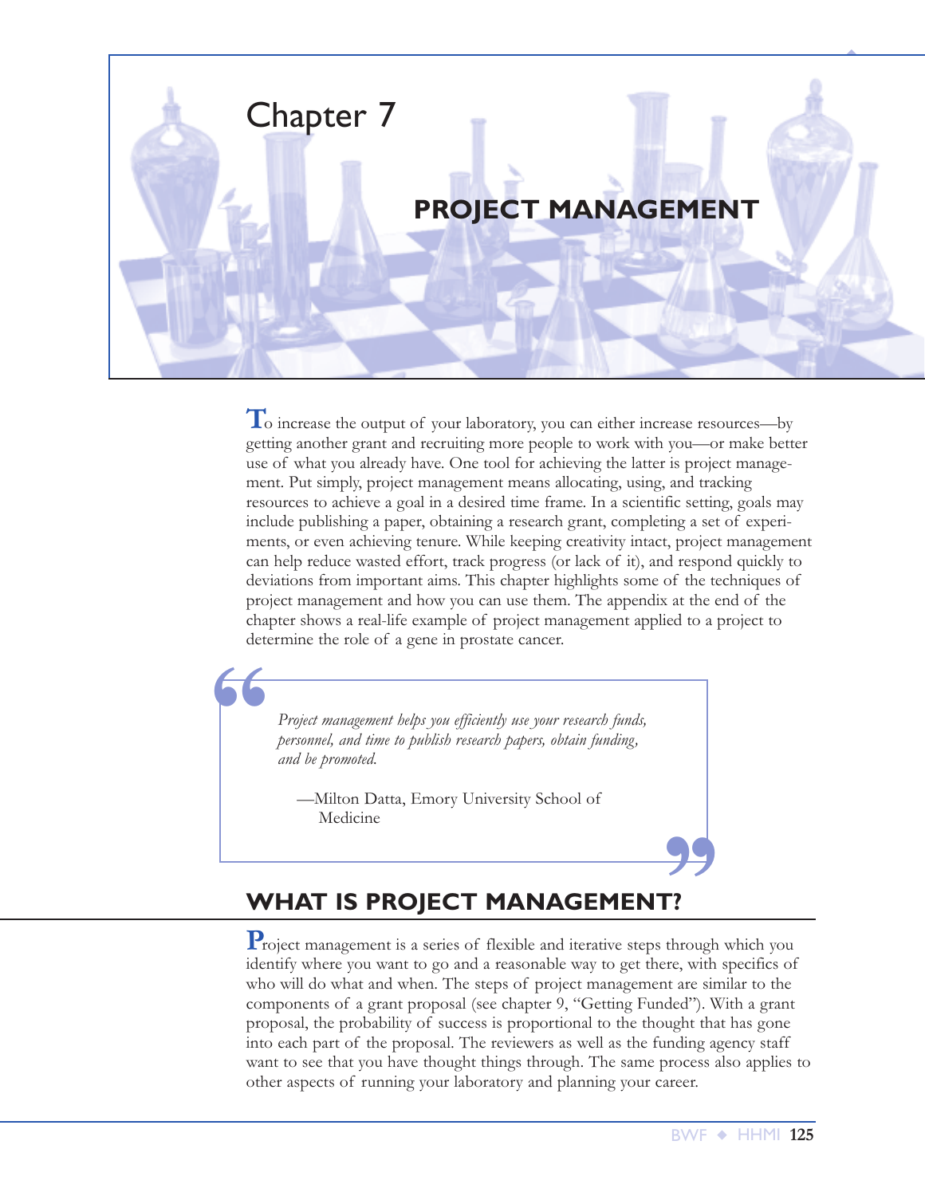# Chapter 7

# PROJECT MANAGEMENT

To increase the output of your laboratory, you can either increase resources—by getting another grant and recruiting more people to work with you—or make better use of what you already have. One tool for achieving the latter is project management. Put simply, project management means allocating, using, and tracking resources to achieve a goal in a desired time frame. In a scientific setting, goals may include publishing a paper, obtaining a research grant, completing a set of experiments, or even achieving tenure. While keeping creativity intact, project management can help reduce wasted effort, track progress (or lack of it), and respond quickly to deviations from important aims. This chapter highlights some of the techniques of project management and how you can use them. The appendix at the end of the chapter shows a real-life example of project management applied to a project to determine the role of a gene in prostate cancer.

> *Project management helps you efficiently use your research funds, personnel, and time to publish research papers, obtain funding, and be promoted.*
>
> —Milton Datta, Emory University School of Medicine

## WHAT IS PROJECT MANAGEMENT?

Project management is a series of flexible and iterative steps through which you identify where you want to go and a reasonable way to get there, with specifics of who will do what and when. The steps of project management are similar to the components of a grant proposal (see chapter 9, "Getting Funded"). With a grant proposal, the probability of success is proportional to the thought that has gone into each part of the proposal. The reviewers as well as the funding agency staff want to see that you have thought things through. The same process also applies to other aspects of running your laboratory and planning your career.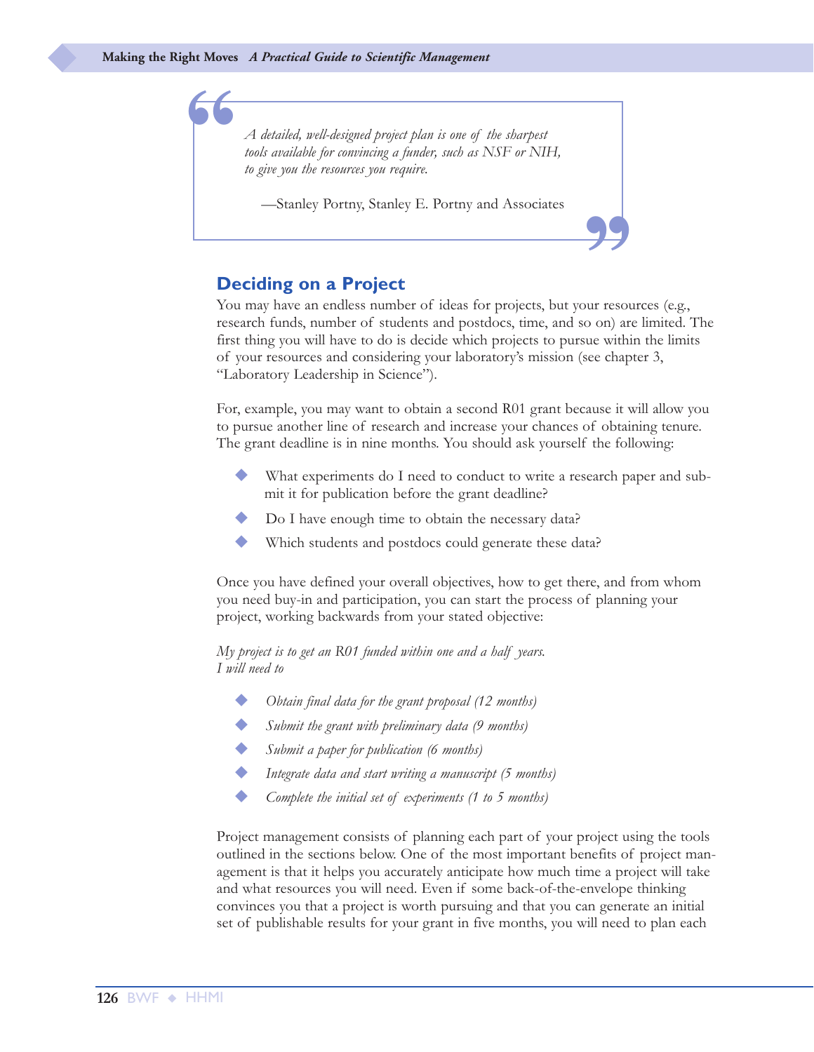> *A detailed, well-designed project plan is one of the sharpest tools available for convincing a funder, such as NSF or NIH, to give you the resources you require.*
>
> —Stanley Portny, Stanley E. Portny and Associates

## Deciding on a Project

You may have an endless number of ideas for projects, but your resources (e.g., research funds, number of students and postdocs, time, and so on) are limited. The first thing you will have to do is decide which projects to pursue within the limits of your resources and considering your laboratory's mission (see chapter 3, "Laboratory Leadership in Science").

For, example, you may want to obtain a second R01 grant because it will allow you to pursue another line of research and increase your chances of obtaining tenure. The grant deadline is in nine months. You should ask yourself the following:

- What experiments do I need to conduct to write a research paper and submit it for publication before the grant deadline?
- Do I have enough time to obtain the necessary data?
- Which students and postdocs could generate these data?

Once you have defined your overall objectives, how to get there, and from whom you need buy-in and participation, you can start the process of planning your project, working backwards from your stated objective:

*My project is to get an R01 funded within one and a half years.*
*I will need to*

- *Obtain final data for the grant proposal (12 months)*
- *Submit the grant with preliminary data (9 months)*
- *Submit a paper for publication (6 months)*
- *Integrate data and start writing a manuscript (5 months)*
- *Complete the initial set of experiments (1 to 5 months)*

Project management consists of planning each part of your project using the tools outlined in the sections below. One of the most important benefits of project management is that it helps you accurately anticipate how much time a project will take and what resources you will need. Even if some back-of-the-envelope thinking convinces you that a project is worth pursuing and that you can generate an initial set of publishable results for your grant in five months, you will need to plan each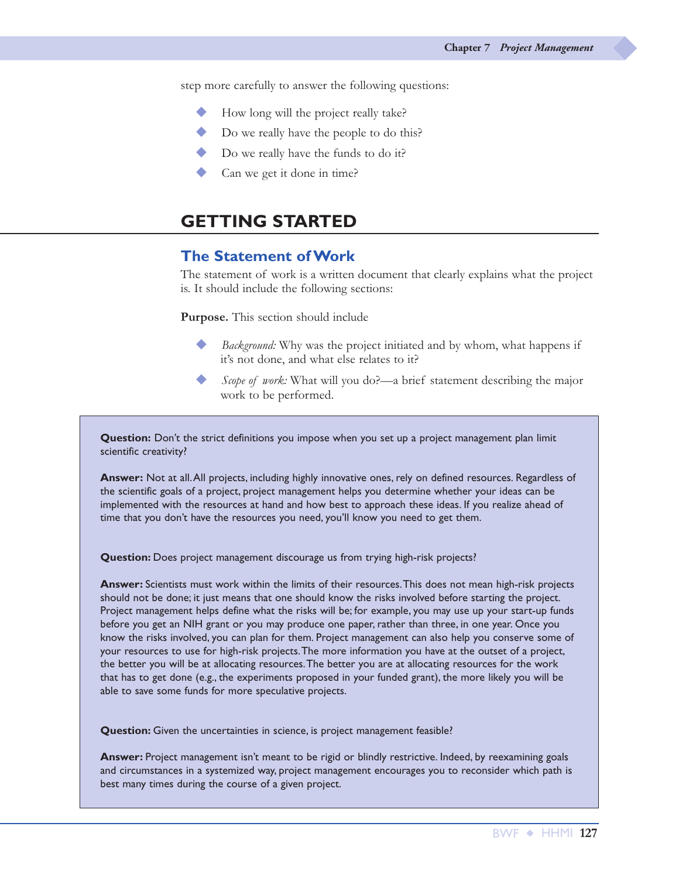step more carefully to answer the following questions:

- How long will the project really take?
- Do we really have the people to do this?
- Do we really have the funds to do it?
- Can we get it done in time?

## GETTING STARTED

### The Statement of Work

The statement of work is a written document that clearly explains what the project is. It should include the following sections:

**Purpose.** This section should include

- *Background:* Why was the project initiated and by whom, what happens if it's not done, and what else relates to it?
- *Scope of work:* What will you do?—a brief statement describing the major work to be performed.

**Question:** Don't the strict definitions you impose when you set up a project management plan limit scientific creativity?

**Answer:** Not at all. All projects, including highly innovative ones, rely on defined resources. Regardless of the scientific goals of a project, project management helps you determine whether your ideas can be implemented with the resources at hand and how best to approach these ideas. If you realize ahead of time that you don't have the resources you need, you'll know you need to get them.

**Question:** Does project management discourage us from trying high-risk projects?

**Answer:** Scientists must work within the limits of their resources. This does not mean high-risk projects should not be done; it just means that one should know the risks involved before starting the project. Project management helps define what the risks will be; for example, you may use up your start-up funds before you get an NIH grant or you may produce one paper, rather than three, in one year. Once you know the risks involved, you can plan for them. Project management can also help you conserve some of your resources to use for high-risk projects. The more information you have at the outset of a project, the better you will be at allocating resources. The better you are at allocating resources for the work that has to get done (e.g., the experiments proposed in your funded grant), the more likely you will be able to save some funds for more speculative projects.

**Question:** Given the uncertainties in science, is project management feasible?

**Answer:** Project management isn't meant to be rigid or blindly restrictive. Indeed, by reexamining goals and circumstances in a systemized way, project management encourages you to reconsider which path is best many times during the course of a given project.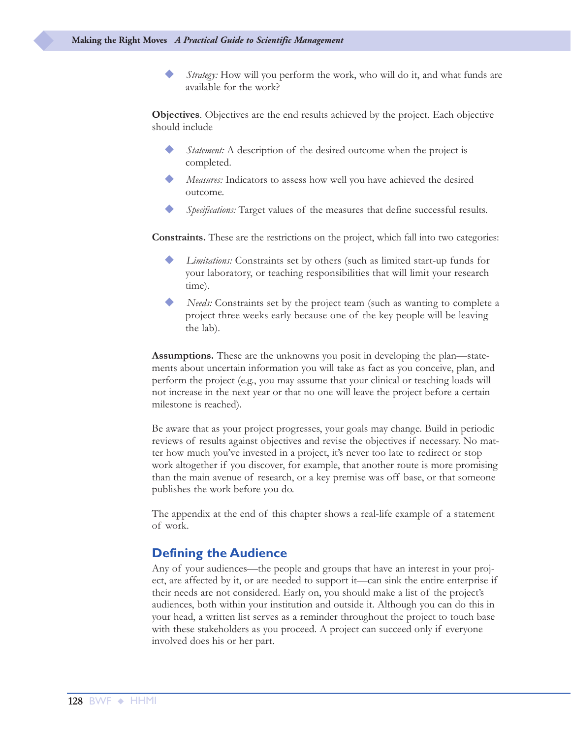- *Strategy:* How will you perform the work, who will do it, and what funds are available for the work?

**Objectives**. Objectives are the end results achieved by the project. Each objective should include

- *Statement:* A description of the desired outcome when the project is completed.
- *Measures:* Indicators to assess how well you have achieved the desired outcome.
- *Specifications:* Target values of the measures that define successful results.

**Constraints.** These are the restrictions on the project, which fall into two categories:

- *Limitations:* Constraints set by others (such as limited start-up funds for your laboratory, or teaching responsibilities that will limit your research time).
- *Needs:* Constraints set by the project team (such as wanting to complete a project three weeks early because one of the key people will be leaving the lab).

**Assumptions.** These are the unknowns you posit in developing the plan—statements about uncertain information you will take as fact as you conceive, plan, and perform the project (e.g., you may assume that your clinical or teaching loads will not increase in the next year or that no one will leave the project before a certain milestone is reached).

Be aware that as your project progresses, your goals may change. Build in periodic reviews of results against objectives and revise the objectives if necessary. No matter how much you've invested in a project, it's never too late to redirect or stop work altogether if you discover, for example, that another route is more promising than the main avenue of research, or a key premise was off base, or that someone publishes the work before you do.

The appendix at the end of this chapter shows a real-life example of a statement of work.

## Defining the Audience

Any of your audiences—the people and groups that have an interest in your project, are affected by it, or are needed to support it—can sink the entire enterprise if their needs are not considered. Early on, you should make a list of the project's audiences, both within your institution and outside it. Although you can do this in your head, a written list serves as a reminder throughout the project to touch base with these stakeholders as you proceed. A project can succeed only if everyone involved does his or her part.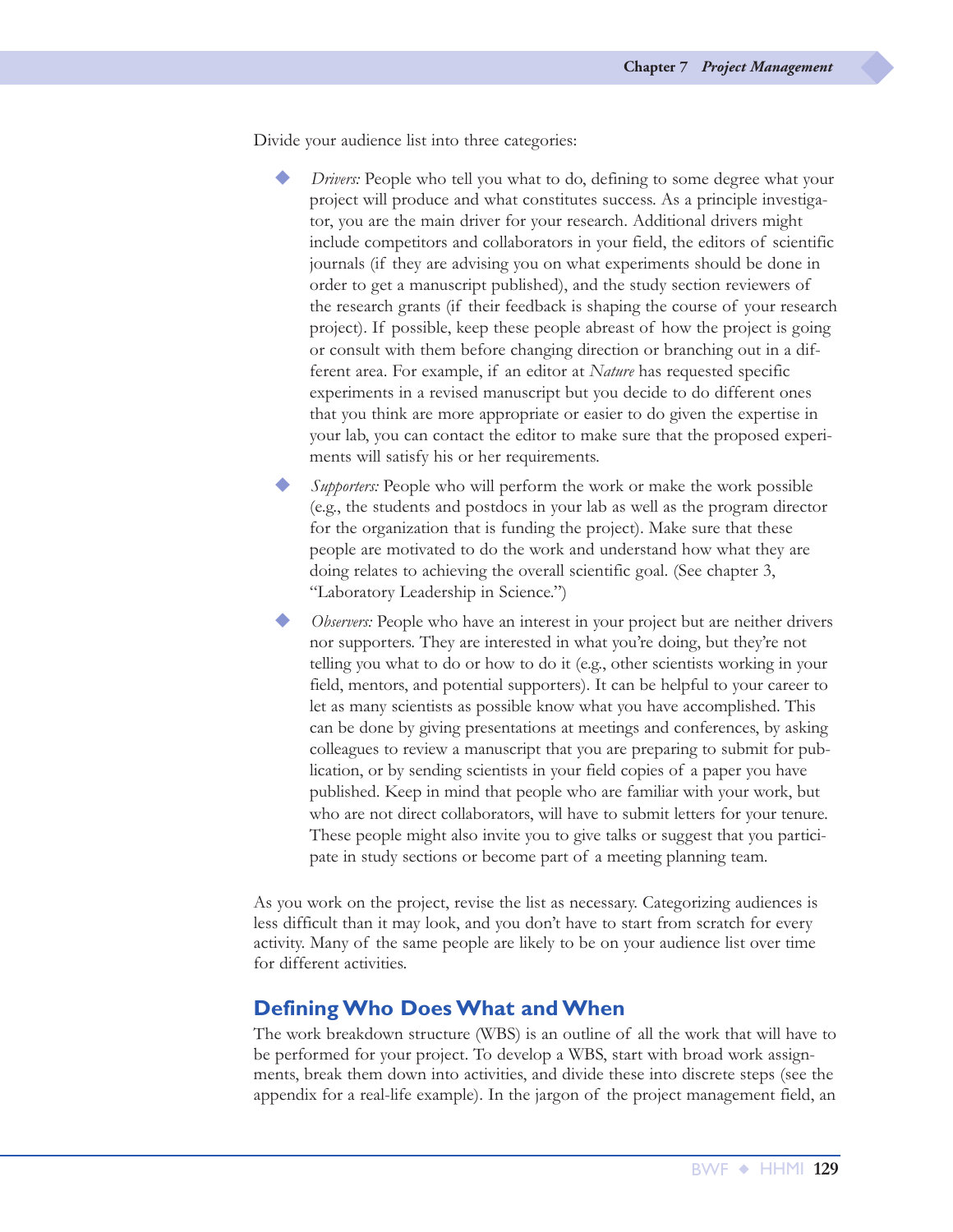Divide your audience list into three categories:

- *Drivers:* People who tell you what to do, defining to some degree what your project will produce and what constitutes success. As a principle investigator, you are the main driver for your research. Additional drivers might include competitors and collaborators in your field, the editors of scientific journals (if they are advising you on what experiments should be done in order to get a manuscript published), and the study section reviewers of the research grants (if their feedback is shaping the course of your research project). If possible, keep these people abreast of how the project is going or consult with them before changing direction or branching out in a different area. For example, if an editor at *Nature* has requested specific experiments in a revised manuscript but you decide to do different ones that you think are more appropriate or easier to do given the expertise in your lab, you can contact the editor to make sure that the proposed experiments will satisfy his or her requirements.
- *Supporters:* People who will perform the work or make the work possible (e.g., the students and postdocs in your lab as well as the program director for the organization that is funding the project). Make sure that these people are motivated to do the work and understand how what they are doing relates to achieving the overall scientific goal. (See chapter 3, "Laboratory Leadership in Science.")
- *Observers:* People who have an interest in your project but are neither drivers nor supporters. They are interested in what you're doing, but they're not telling you what to do or how to do it (e.g., other scientists working in your field, mentors, and potential supporters). It can be helpful to your career to let as many scientists as possible know what you have accomplished. This can be done by giving presentations at meetings and conferences, by asking colleagues to review a manuscript that you are preparing to submit for publication, or by sending scientists in your field copies of a paper you have published. Keep in mind that people who are familiar with your work, but who are not direct collaborators, will have to submit letters for your tenure. These people might also invite you to give talks or suggest that you participate in study sections or become part of a meeting planning team.

As you work on the project, revise the list as necessary. Categorizing audiences is less difficult than it may look, and you don't have to start from scratch for every activity. Many of the same people are likely to be on your audience list over time for different activities.

## Defining Who Does What and When

The work breakdown structure (WBS) is an outline of all the work that will have to be performed for your project. To develop a WBS, start with broad work assignments, break them down into activities, and divide these into discrete steps (see the appendix for a real-life example). In the jargon of the project management field, an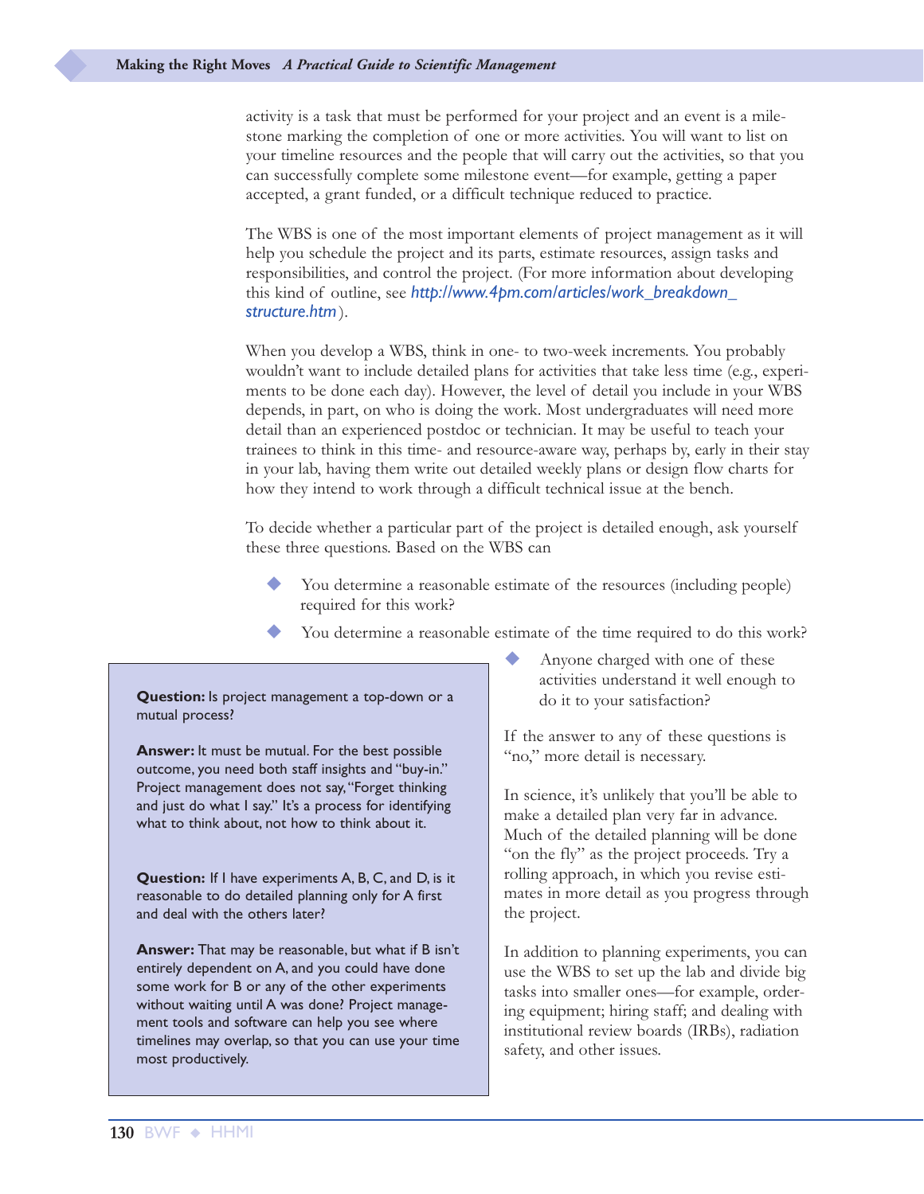activity is a task that must be performed for your project and an event is a milestone marking the completion of one or more activities. You will want to list on your timeline resources and the people that will carry out the activities, so that you can successfully complete some milestone event—for example, getting a paper accepted, a grant funded, or a difficult technique reduced to practice.

The WBS is one of the most important elements of project management as it will help you schedule the project and its parts, estimate resources, assign tasks and responsibilities, and control the project. (For more information about developing this kind of outline, see *http://www.4pm.com/articles/work_breakdown_structure.htm*).

When you develop a WBS, think in one- to two-week increments. You probably wouldn't want to include detailed plans for activities that take less time (e.g., experiments to be done each day). However, the level of detail you include in your WBS depends, in part, on who is doing the work. Most undergraduates will need more detail than an experienced postdoc or technician. It may be useful to teach your trainees to think in this time- and resource-aware way, perhaps by, early in their stay in your lab, having them write out detailed weekly plans or design flow charts for how they intend to work through a difficult technical issue at the bench.

To decide whether a particular part of the project is detailed enough, ask yourself these three questions. Based on the WBS can

- You determine a reasonable estimate of the resources (including people) required for this work?
- You determine a reasonable estimate of the time required to do this work?
- Anyone charged with one of these activities understand it well enough to do it to your satisfaction?

If the answer to any of these questions is "no," more detail is necessary.

In science, it's unlikely that you'll be able to make a detailed plan very far in advance. Much of the detailed planning will be done "on the fly" as the project proceeds. Try a rolling approach, in which you revise estimates in more detail as you progress through the project.

In addition to planning experiments, you can use the WBS to set up the lab and divide big tasks into smaller ones—for example, ordering equipment; hiring staff; and dealing with institutional review boards (IRBs), radiation safety, and other issues.

**Question:** Is project management a top-down or a mutual process?

**Answer:** It must be mutual. For the best possible outcome, you need both staff insights and "buy-in." Project management does not say, "Forget thinking and just do what I say." It's a process for identifying what to think about, not how to think about it.

**Question:** If I have experiments A, B, C, and D, is it reasonable to do detailed planning only for A first and deal with the others later?

**Answer:** That may be reasonable, but what if B isn't entirely dependent on A, and you could have done some work for B or any of the other experiments without waiting until A was done? Project management tools and software can help you see where timelines may overlap, so that you can use your time most productively.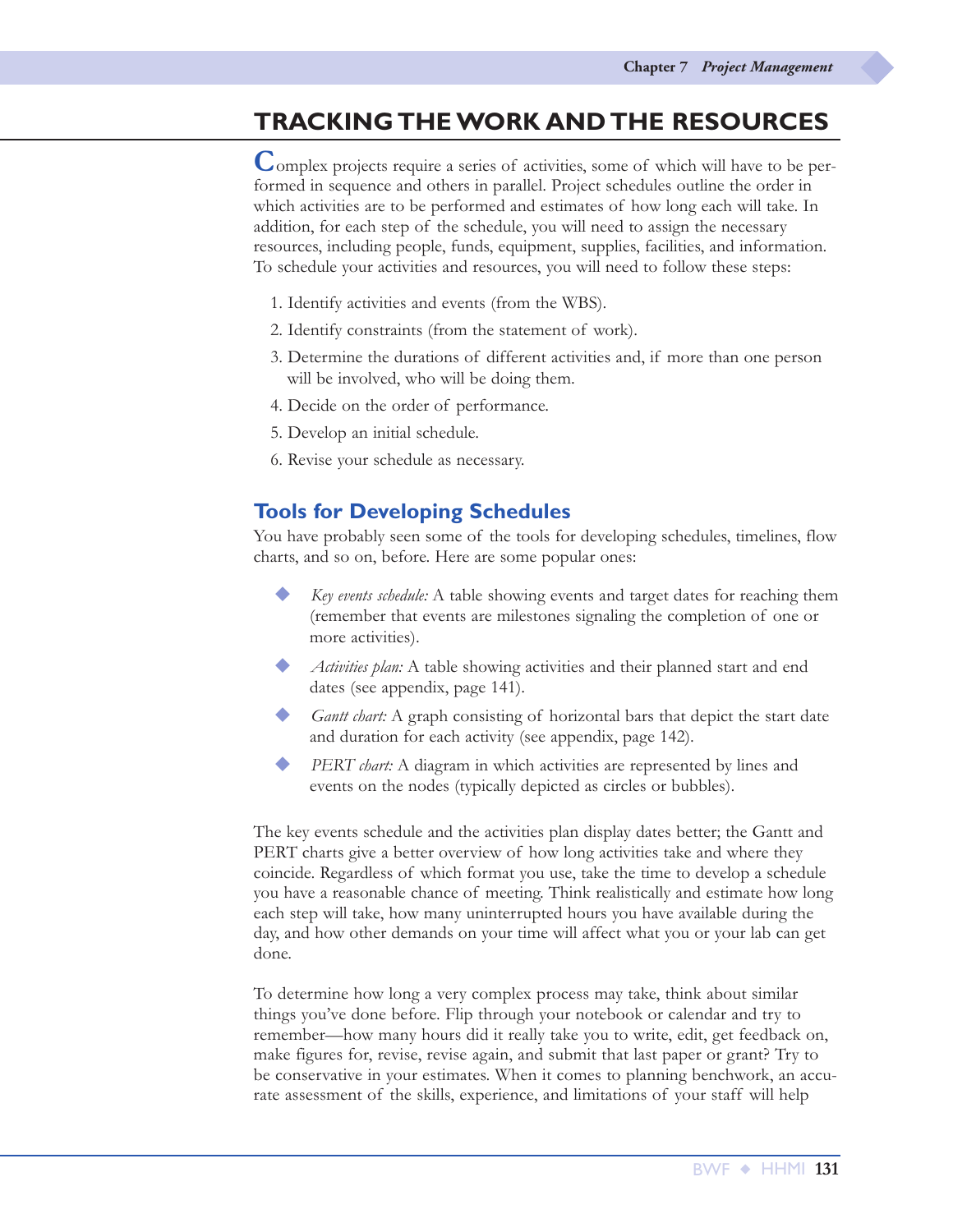## TRACKING THE WORK AND THE RESOURCES

Complex projects require a series of activities, some of which will have to be performed in sequence and others in parallel. Project schedules outline the order in which activities are to be performed and estimates of how long each will take. In addition, for each step of the schedule, you will need to assign the necessary resources, including people, funds, equipment, supplies, facilities, and information. To schedule your activities and resources, you will need to follow these steps:

1. Identify activities and events (from the WBS).
2. Identify constraints (from the statement of work).
3. Determine the durations of different activities and, if more than one person will be involved, who will be doing them.
4. Decide on the order of performance.
5. Develop an initial schedule.
6. Revise your schedule as necessary.

### Tools for Developing Schedules

You have probably seen some of the tools for developing schedules, timelines, flow charts, and so on, before. Here are some popular ones:

- *Key events schedule:* A table showing events and target dates for reaching them (remember that events are milestones signaling the completion of one or more activities).
- *Activities plan:* A table showing activities and their planned start and end dates (see appendix, page 141).
- *Gantt chart:* A graph consisting of horizontal bars that depict the start date and duration for each activity (see appendix, page 142).
- *PERT chart:* A diagram in which activities are represented by lines and events on the nodes (typically depicted as circles or bubbles).

The key events schedule and the activities plan display dates better; the Gantt and PERT charts give a better overview of how long activities take and where they coincide. Regardless of which format you use, take the time to develop a schedule you have a reasonable chance of meeting. Think realistically and estimate how long each step will take, how many uninterrupted hours you have available during the day, and how other demands on your time will affect what you or your lab can get done.

To determine how long a very complex process may take, think about similar things you've done before. Flip through your notebook or calendar and try to remember—how many hours did it really take you to write, edit, get feedback on, make figures for, revise, revise again, and submit that last paper or grant? Try to be conservative in your estimates. When it comes to planning benchwork, an accurate assessment of the skills, experience, and limitations of your staff will help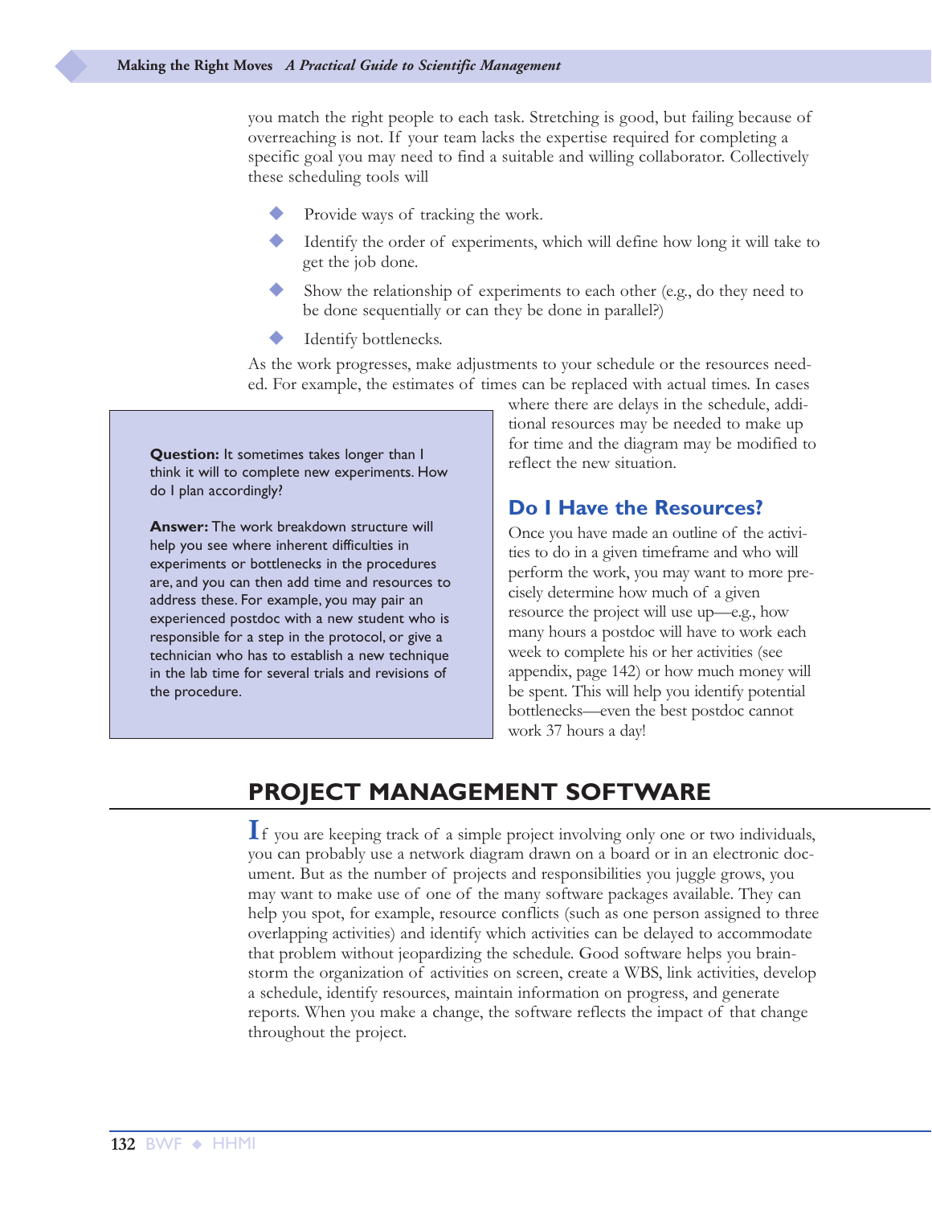you match the right people to each task. Stretching is good, but failing because of overreaching is not. If your team lacks the expertise required for completing a specific goal you may need to find a suitable and willing collaborator. Collectively these scheduling tools will

- Provide ways of tracking the work.
- Identify the order of experiments, which will define how long it will take to get the job done.
- Show the relationship of experiments to each other (e.g., do they need to be done sequentially or can they be done in parallel?)
- Identify bottlenecks.

As the work progresses, make adjustments to your schedule or the resources needed. For example, the estimates of times can be replaced with actual times. In cases where there are delays in the schedule, additional resources may be needed to make up for time and the diagram may be modified to reflect the new situation.

> **Question:** It sometimes takes longer than I think it will to complete new experiments. How do I plan accordingly?
>
> **Answer:** The work breakdown structure will help you see where inherent difficulties in experiments or bottlenecks in the procedures are, and you can then add time and resources to address these. For example, you may pair an experienced postdoc with a new student who is responsible for a step in the protocol, or give a technician who has to establish a new technique in the lab time for several trials and revisions of the procedure.

### Do I Have the Resources?

Once you have made an outline of the activities to do in a given timeframe and who will perform the work, you may want to more precisely determine how much of a given resource the project will use up—e.g., how many hours a postdoc will have to work each week to complete his or her activities (see appendix, page 142) or how much money will be spent. This will help you identify potential bottlenecks—even the best postdoc cannot work 37 hours a day!

## PROJECT MANAGEMENT SOFTWARE

If you are keeping track of a simple project involving only one or two individuals, you can probably use a network diagram drawn on a board or in an electronic document. But as the number of projects and responsibilities you juggle grows, you may want to make use of one of the many software packages available. They can help you spot, for example, resource conflicts (such as one person assigned to three overlapping activities) and identify which activities can be delayed to accommodate that problem without jeopardizing the schedule. Good software helps you brainstorm the organization of activities on screen, create a WBS, link activities, develop a schedule, identify resources, maintain information on progress, and generate reports. When you make a change, the software reflects the impact of that change throughout the project.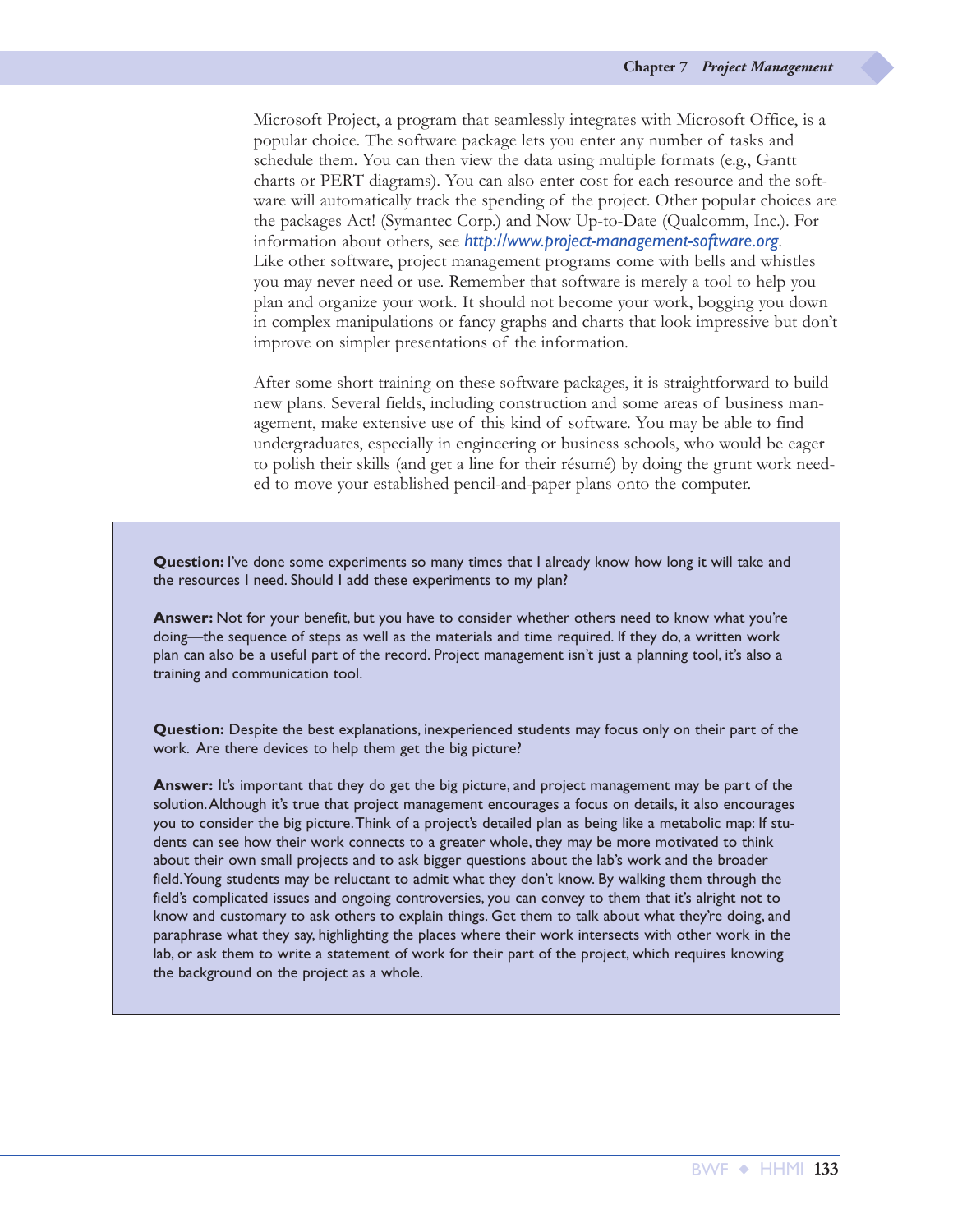Microsoft Project, a program that seamlessly integrates with Microsoft Office, is a popular choice. The software package lets you enter any number of tasks and schedule them. You can then view the data using multiple formats (e.g., Gantt charts or PERT diagrams). You can also enter cost for each resource and the software will automatically track the spending of the project. Other popular choices are the packages Act! (Symantec Corp.) and Now Up-to-Date (Qualcomm, Inc.). For information about others, see *http://www.project-management-software.org*. Like other software, project management programs come with bells and whistles you may never need or use. Remember that software is merely a tool to help you plan and organize your work. It should not become your work, bogging you down in complex manipulations or fancy graphs and charts that look impressive but don't improve on simpler presentations of the information.

After some short training on these software packages, it is straightforward to build new plans. Several fields, including construction and some areas of business management, make extensive use of this kind of software. You may be able to find undergraduates, especially in engineering or business schools, who would be eager to polish their skills (and get a line for their résumé) by doing the grunt work needed to move your established pencil-and-paper plans onto the computer.

**Question:** I've done some experiments so many times that I already know how long it will take and the resources I need. Should I add these experiments to my plan?

**Answer:** Not for your benefit, but you have to consider whether others need to know what you're doing—the sequence of steps as well as the materials and time required. If they do, a written work plan can also be a useful part of the record. Project management isn't just a planning tool, it's also a training and communication tool.

**Question:** Despite the best explanations, inexperienced students may focus only on their part of the work. Are there devices to help them get the big picture?

**Answer:** It's important that they do get the big picture, and project management may be part of the solution. Although it's true that project management encourages a focus on details, it also encourages you to consider the big picture. Think of a project's detailed plan as being like a metabolic map: If students can see how their work connects to a greater whole, they may be more motivated to think about their own small projects and to ask bigger questions about the lab's work and the broader field. Young students may be reluctant to admit what they don't know. By walking them through the field's complicated issues and ongoing controversies, you can convey to them that it's alright not to know and customary to ask others to explain things. Get them to talk about what they're doing, and paraphrase what they say, highlighting the places where their work intersects with other work in the lab, or ask them to write a statement of work for their part of the project, which requires knowing the background on the project as a whole.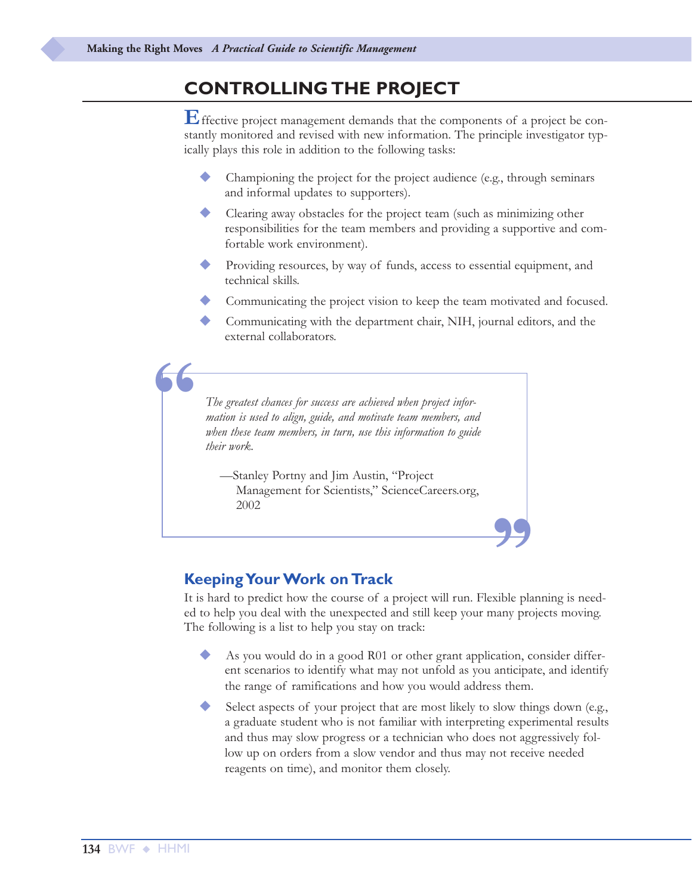## CONTROLLING THE PROJECT

Effective project management demands that the components of a project be constantly monitored and revised with new information. The principle investigator typically plays this role in addition to the following tasks:

- Championing the project for the project audience (e.g., through seminars and informal updates to supporters).
- Clearing away obstacles for the project team (such as minimizing other responsibilities for the team members and providing a supportive and comfortable work environment).
- Providing resources, by way of funds, access to essential equipment, and technical skills.
- Communicating the project vision to keep the team motivated and focused.
- Communicating with the department chair, NIH, journal editors, and the external collaborators.

> *The greatest chances for success are achieved when project information is used to align, guide, and motivate team members, and when these team members, in turn, use this information to guide their work.*
>
> —Stanley Portny and Jim Austin, "Project Management for Scientists," ScienceCareers.org, 2002

### Keeping Your Work on Track

It is hard to predict how the course of a project will run. Flexible planning is needed to help you deal with the unexpected and still keep your many projects moving. The following is a list to help you stay on track:

- As you would do in a good R01 or other grant application, consider different scenarios to identify what may not unfold as you anticipate, and identify the range of ramifications and how you would address them.
- Select aspects of your project that are most likely to slow things down (e.g., a graduate student who is not familiar with interpreting experimental results and thus may slow progress or a technician who does not aggressively follow up on orders from a slow vendor and thus may not receive needed reagents on time), and monitor them closely.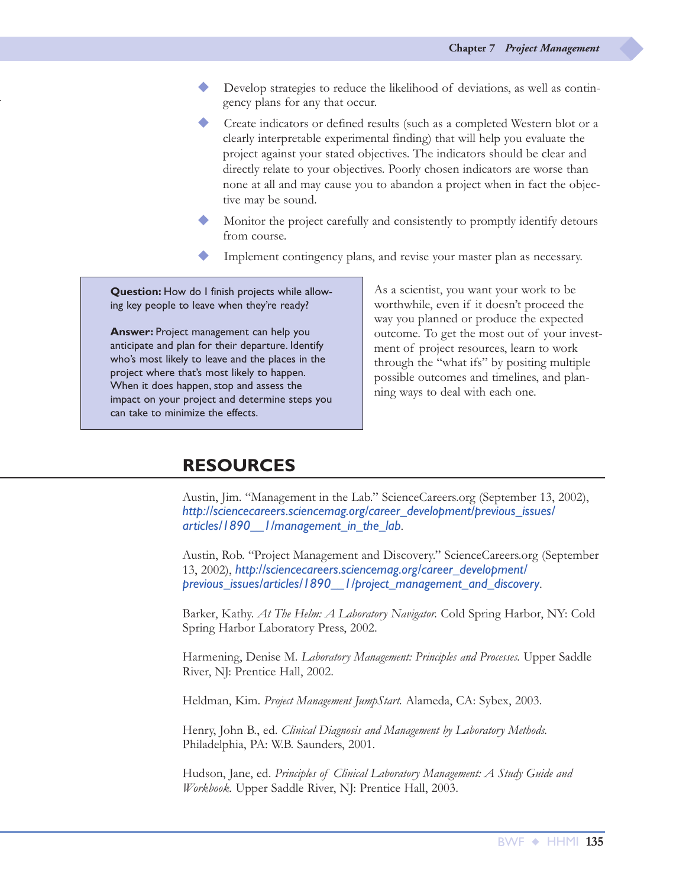- Develop strategies to reduce the likelihood of deviations, as well as contingency plans for any that occur.
- Create indicators or defined results (such as a completed Western blot or a clearly interpretable experimental finding) that will help you evaluate the project against your stated objectives. The indicators should be clear and directly relate to your objectives. Poorly chosen indicators are worse than none at all and may cause you to abandon a project when in fact the objective may be sound.
- Monitor the project carefully and consistently to promptly identify detours from course.
- Implement contingency plans, and revise your master plan as necessary.

> **Question:** How do I finish projects while allowing key people to leave when they're ready?
>
> **Answer:** Project management can help you anticipate and plan for their departure. Identify who's most likely to leave and the places in the project where that's most likely to happen. When it does happen, stop and assess the impact on your project and determine steps you can take to minimize the effects.

As a scientist, you want your work to be worthwhile, even if it doesn't proceed the way you planned or produce the expected outcome. To get the most out of your investment of project resources, learn to work through the "what ifs" by positing multiple possible outcomes and timelines, and planning ways to deal with each one.

## RESOURCES

Austin, Jim. "Management in the Lab." ScienceCareers.org (September 13, 2002), *http://sciencecareers.sciencemag.org/career_development/previous_issues/articles/1890__1/management_in_the_lab*.

Austin, Rob. "Project Management and Discovery." ScienceCareers.org (September 13, 2002), *http://sciencecareers.sciencemag.org/career_development/previous_issues/articles/1890__1/project_management_and_discovery*.

Barker, Kathy. *At The Helm: A Laboratory Navigator.* Cold Spring Harbor, NY: Cold Spring Harbor Laboratory Press, 2002.

Harmening, Denise M. *Laboratory Management: Principles and Processes.* Upper Saddle River, NJ: Prentice Hall, 2002.

Heldman, Kim. *Project Management JumpStart.* Alameda, CA: Sybex, 2003.

Henry, John B., ed. *Clinical Diagnosis and Management by Laboratory Methods.* Philadelphia, PA: W.B. Saunders, 2001.

Hudson, Jane, ed. *Principles of Clinical Laboratory Management: A Study Guide and Workbook.* Upper Saddle River, NJ: Prentice Hall, 2003.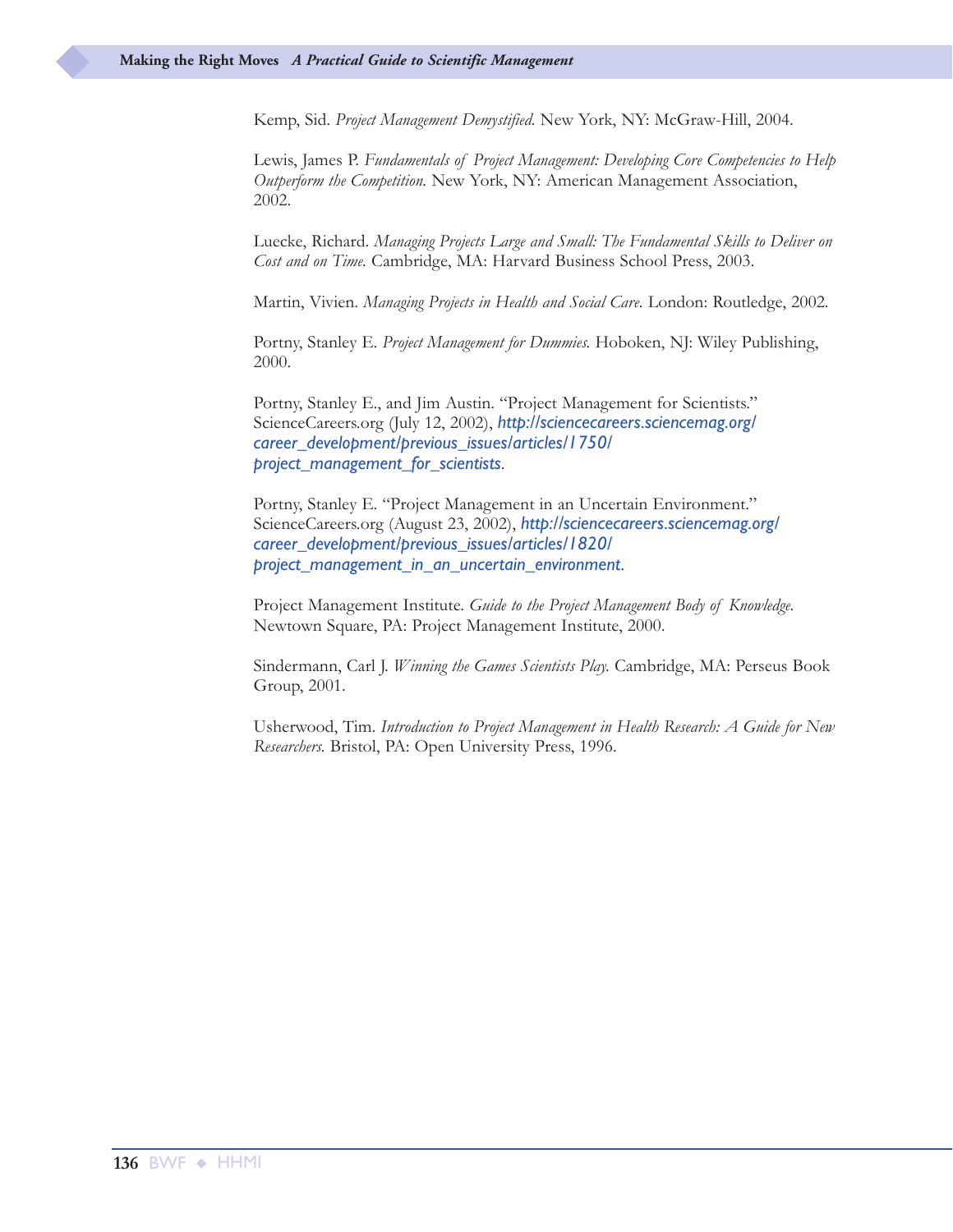Kemp, Sid. *Project Management Demystified.* New York, NY: McGraw-Hill, 2004.

Lewis, James P. *Fundamentals of Project Management: Developing Core Competencies to Help Outperform the Competition.* New York, NY: American Management Association, 2002.

Luecke, Richard. *Managing Projects Large and Small: The Fundamental Skills to Deliver on Cost and on Time.* Cambridge, MA: Harvard Business School Press, 2003.

Martin, Vivien. *Managing Projects in Health and Social Care.* London: Routledge, 2002.

Portny, Stanley E. *Project Management for Dummies.* Hoboken, NJ: Wiley Publishing, 2000.

Portny, Stanley E., and Jim Austin. "Project Management for Scientists." ScienceCareers.org (July 12, 2002), *http://sciencecareers.sciencemag.org/career_development/previous_issues/articles/1750/project_management_for_scientists*.

Portny, Stanley E. "Project Management in an Uncertain Environment." ScienceCareers.org (August 23, 2002), *http://sciencecareers.sciencemag.org/career_development/previous_issues/articles/1820/project_management_in_an_uncertain_environment*.

Project Management Institute. *Guide to the Project Management Body of Knowledge.* Newtown Square, PA: Project Management Institute, 2000.

Sindermann, Carl J. *Winning the Games Scientists Play.* Cambridge, MA: Perseus Book Group, 2001.

Usherwood, Tim. *Introduction to Project Management in Health Research: A Guide for New Researchers.* Bristol, PA: Open University Press, 1996.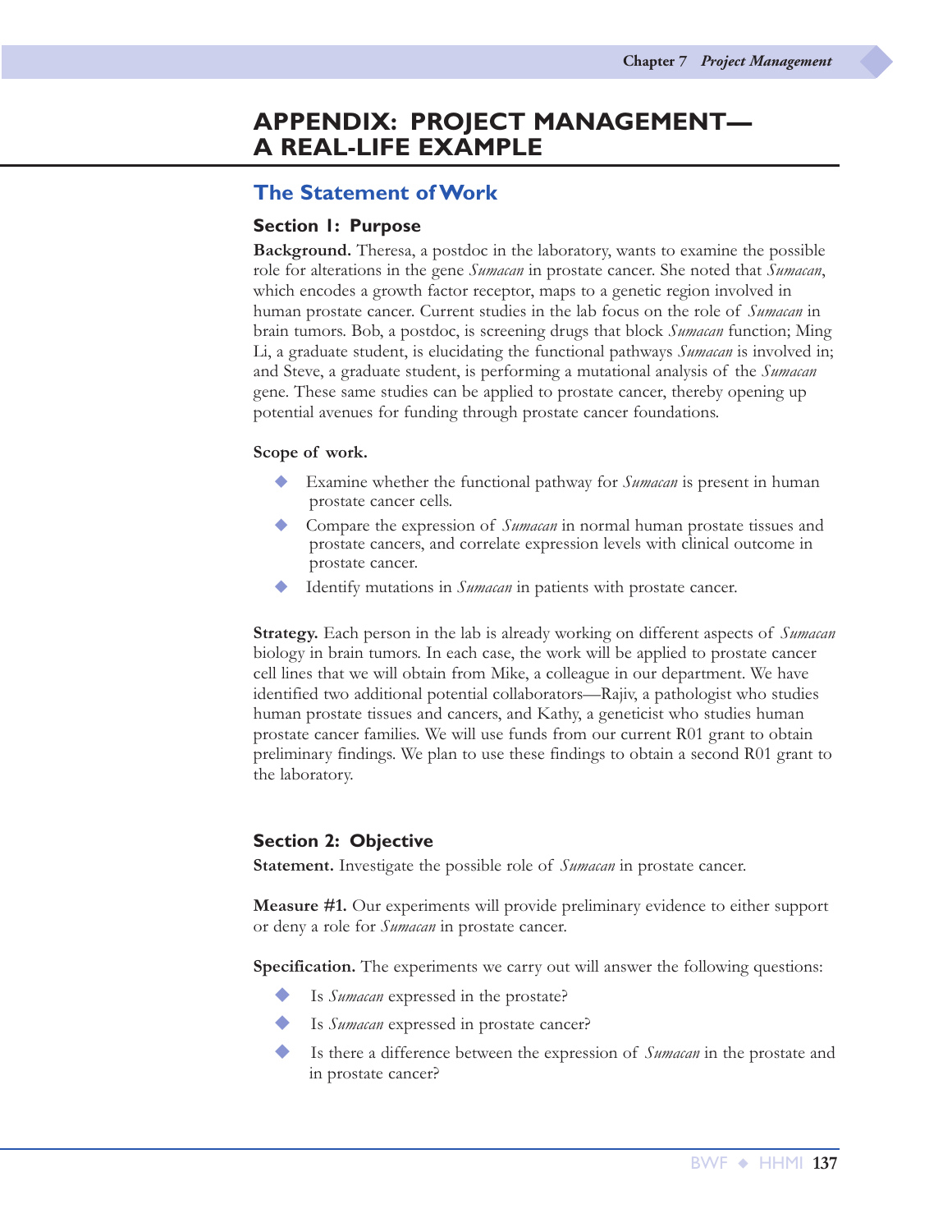# APPENDIX: PROJECT MANAGEMENT—A REAL-LIFE EXAMPLE

## The Statement of Work

### Section 1: Purpose

**Background.** Theresa, a postdoc in the laboratory, wants to examine the possible role for alterations in the gene *Sumacan* in prostate cancer. She noted that *Sumacan*, which encodes a growth factor receptor, maps to a genetic region involved in human prostate cancer. Current studies in the lab focus on the role of *Sumacan* in brain tumors. Bob, a postdoc, is screening drugs that block *Sumacan* function; Ming Li, a graduate student, is elucidating the functional pathways *Sumacan* is involved in; and Steve, a graduate student, is performing a mutational analysis of the *Sumacan* gene. These same studies can be applied to prostate cancer, thereby opening up potential avenues for funding through prostate cancer foundations.

**Scope of work.**

- Examine whether the functional pathway for *Sumacan* is present in human prostate cancer cells.
- Compare the expression of *Sumacan* in normal human prostate tissues and prostate cancers, and correlate expression levels with clinical outcome in prostate cancer.
- Identify mutations in *Sumacan* in patients with prostate cancer.

**Strategy.** Each person in the lab is already working on different aspects of *Sumacan* biology in brain tumors. In each case, the work will be applied to prostate cancer cell lines that we will obtain from Mike, a colleague in our department. We have identified two additional potential collaborators—Rajiv, a pathologist who studies human prostate tissues and cancers, and Kathy, a geneticist who studies human prostate cancer families. We will use funds from our current R01 grant to obtain preliminary findings. We plan to use these findings to obtain a second R01 grant to the laboratory.

### Section 2: Objective

**Statement.** Investigate the possible role of *Sumacan* in prostate cancer.

**Measure #1.** Our experiments will provide preliminary evidence to either support or deny a role for *Sumacan* in prostate cancer.

**Specification.** The experiments we carry out will answer the following questions:

- Is *Sumacan* expressed in the prostate?
- Is *Sumacan* expressed in prostate cancer?
- Is there a difference between the expression of *Sumacan* in the prostate and in prostate cancer?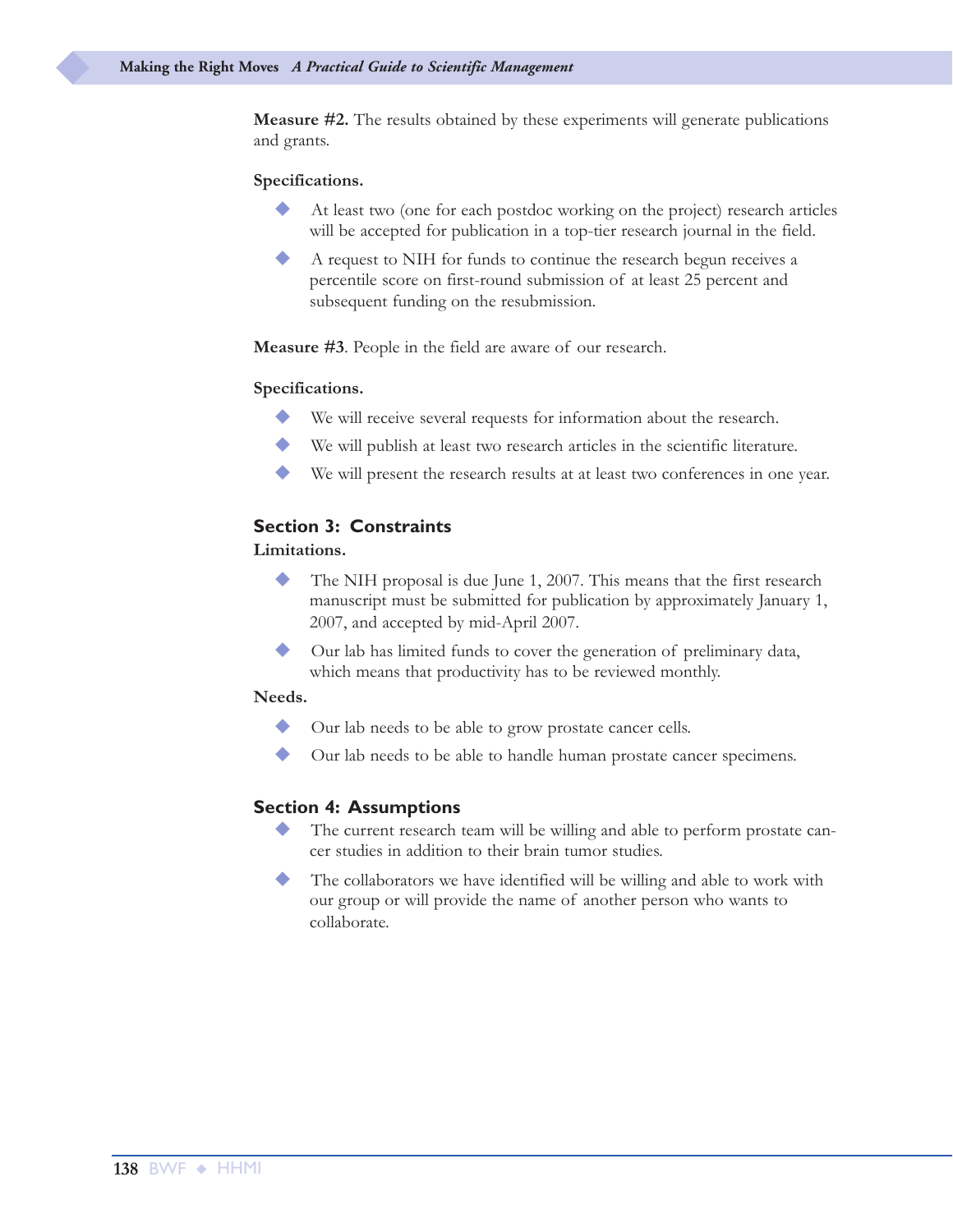**Measure #2.** The results obtained by these experiments will generate publications and grants.

**Specifications.**

- At least two (one for each postdoc working on the project) research articles will be accepted for publication in a top-tier research journal in the field.
- A request to NIH for funds to continue the research begun receives a percentile score on first-round submission of at least 25 percent and subsequent funding on the resubmission.

**Measure #3**. People in the field are aware of our research.

**Specifications.**

- We will receive several requests for information about the research.
- We will publish at least two research articles in the scientific literature.
- We will present the research results at at least two conferences in one year.

### Section 3: Constraints

**Limitations.**

- The NIH proposal is due June 1, 2007. This means that the first research manuscript must be submitted for publication by approximately January 1, 2007, and accepted by mid-April 2007.
- Our lab has limited funds to cover the generation of preliminary data, which means that productivity has to be reviewed monthly.

**Needs.**

- Our lab needs to be able to grow prostate cancer cells.
- Our lab needs to be able to handle human prostate cancer specimens.

### Section 4: Assumptions

- The current research team will be willing and able to perform prostate cancer studies in addition to their brain tumor studies.
- The collaborators we have identified will be willing and able to work with our group or will provide the name of another person who wants to collaborate.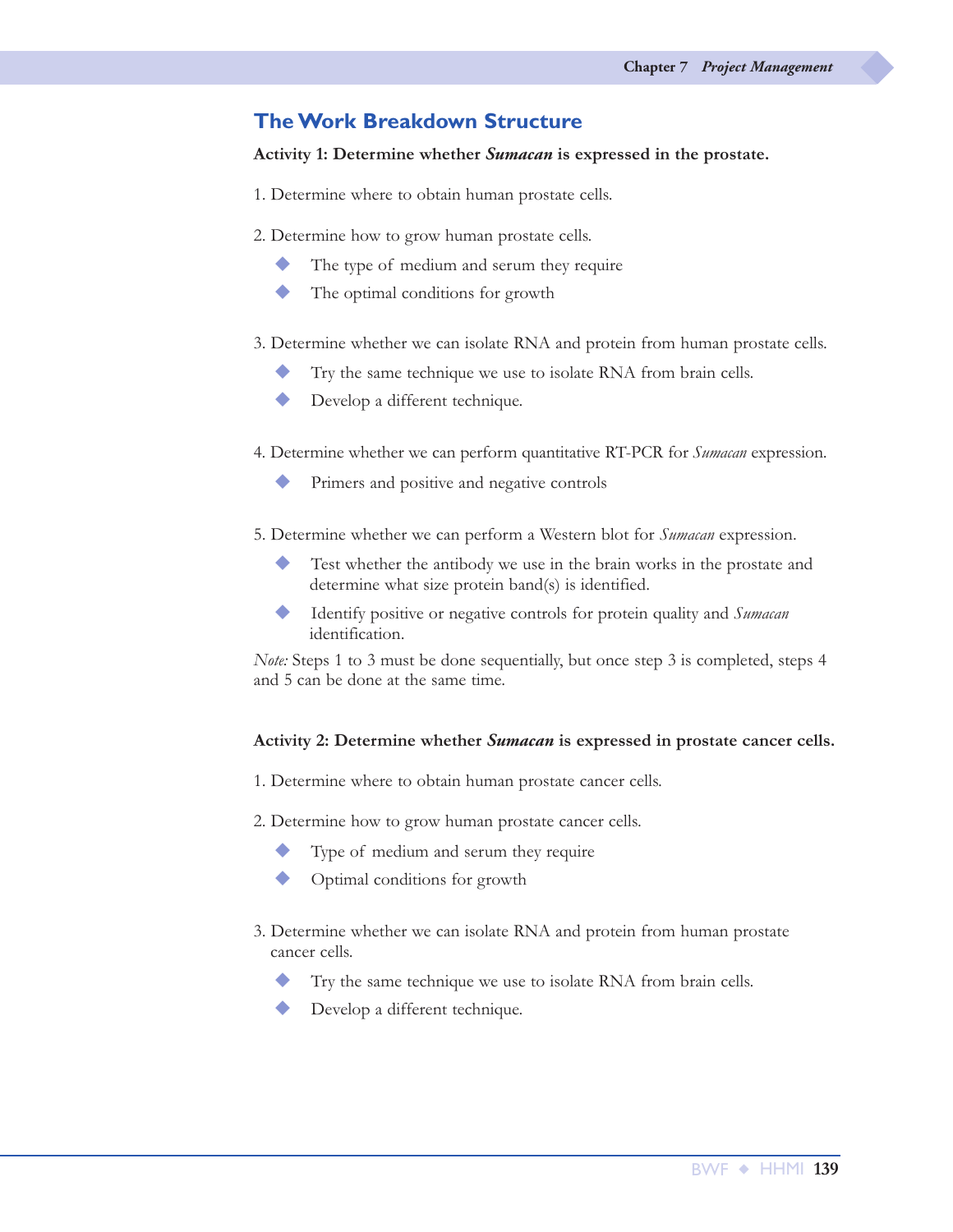## The Work Breakdown Structure

**Activity 1: Determine whether *Sumacan* is expressed in the prostate.**

1. Determine where to obtain human prostate cells.

2. Determine how to grow human prostate cells.
   - The type of medium and serum they require
   - The optimal conditions for growth

3. Determine whether we can isolate RNA and protein from human prostate cells.
   - Try the same technique we use to isolate RNA from brain cells.
   - Develop a different technique.

4. Determine whether we can perform quantitative RT-PCR for *Sumacan* expression.
   - Primers and positive and negative controls

5. Determine whether we can perform a Western blot for *Sumacan* expression.
   - Test whether the antibody we use in the brain works in the prostate and determine what size protein band(s) is identified.
   - Identify positive or negative controls for protein quality and *Sumacan* identification.

*Note:* Steps 1 to 3 must be done sequentially, but once step 3 is completed, steps 4 and 5 can be done at the same time.

**Activity 2: Determine whether *Sumacan* is expressed in prostate cancer cells.**

1. Determine where to obtain human prostate cancer cells.

2. Determine how to grow human prostate cancer cells.
   - Type of medium and serum they require
   - Optimal conditions for growth

3. Determine whether we can isolate RNA and protein from human prostate cancer cells.
   - Try the same technique we use to isolate RNA from brain cells.
   - Develop a different technique.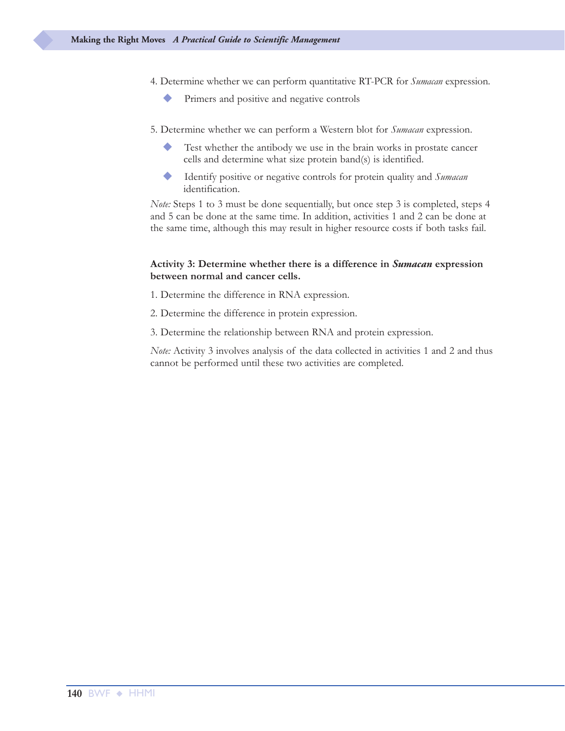4. Determine whether we can perform quantitative RT-PCR for *Sumacan* expression.
   - Primers and positive and negative controls

5. Determine whether we can perform a Western blot for *Sumacan* expression.
   - Test whether the antibody we use in the brain works in prostate cancer cells and determine what size protein band(s) is identified.
   - Identify positive or negative controls for protein quality and *Sumacan* identification.

*Note:* Steps 1 to 3 must be done sequentially, but once step 3 is completed, steps 4 and 5 can be done at the same time. In addition, activities 1 and 2 can be done at the same time, although this may result in higher resource costs if both tasks fail.

**Activity 3: Determine whether there is a difference in *Sumacan* expression between normal and cancer cells.**

1. Determine the difference in RNA expression.

2. Determine the difference in protein expression.

3. Determine the relationship between RNA and protein expression.

*Note:* Activity 3 involves analysis of the data collected in activities 1 and 2 and thus cannot be performed until these two activities are completed.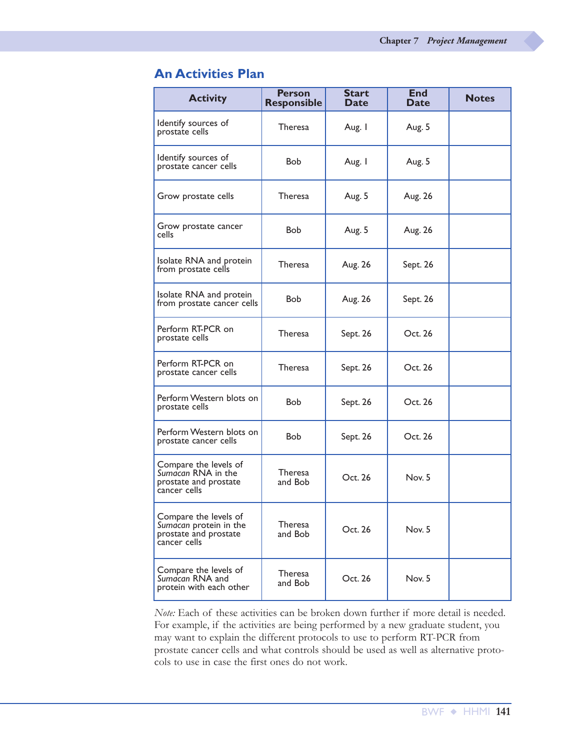## An Activities Plan

| Activity | Person Responsible | Start Date | End Date | Notes |
|---|---|---|---|---|
| Identify sources of prostate cells | Theresa | Aug. 1 | Aug. 5 | |
| Identify sources of prostate cancer cells | Bob | Aug. 1 | Aug. 5 | |
| Grow prostate cells | Theresa | Aug. 5 | Aug. 26 | |
| Grow prostate cancer cells | Bob | Aug. 5 | Aug. 26 | |
| Isolate RNA and protein from prostate cells | Theresa | Aug. 26 | Sept. 26 | |
| Isolate RNA and protein from prostate cancer cells | Bob | Aug. 26 | Sept. 26 | |
| Perform RT-PCR on prostate cells | Theresa | Sept. 26 | Oct. 26 | |
| Perform RT-PCR on prostate cancer cells | Theresa | Sept. 26 | Oct. 26 | |
| Perform Western blots on prostate cells | Bob | Sept. 26 | Oct. 26 | |
| Perform Western blots on prostate cancer cells | Bob | Sept. 26 | Oct. 26 | |
| Compare the levels of *Sumacan* RNA in the prostate and prostate cancer cells | Theresa and Bob | Oct. 26 | Nov. 5 | |
| Compare the levels of *Sumacan* protein in the prostate and prostate cancer cells | Theresa and Bob | Oct. 26 | Nov. 5 | |
| Compare the levels of *Sumacan* RNA and protein with each other | Theresa and Bob | Oct. 26 | Nov. 5 | |

*Note:* Each of these activities can be broken down further if more detail is needed. For example, if the activities are being performed by a new graduate student, you may want to explain the different protocols to use to perform RT-PCR from prostate cancer cells and what controls should be used as well as alternative protocols to use in case the first ones do not work.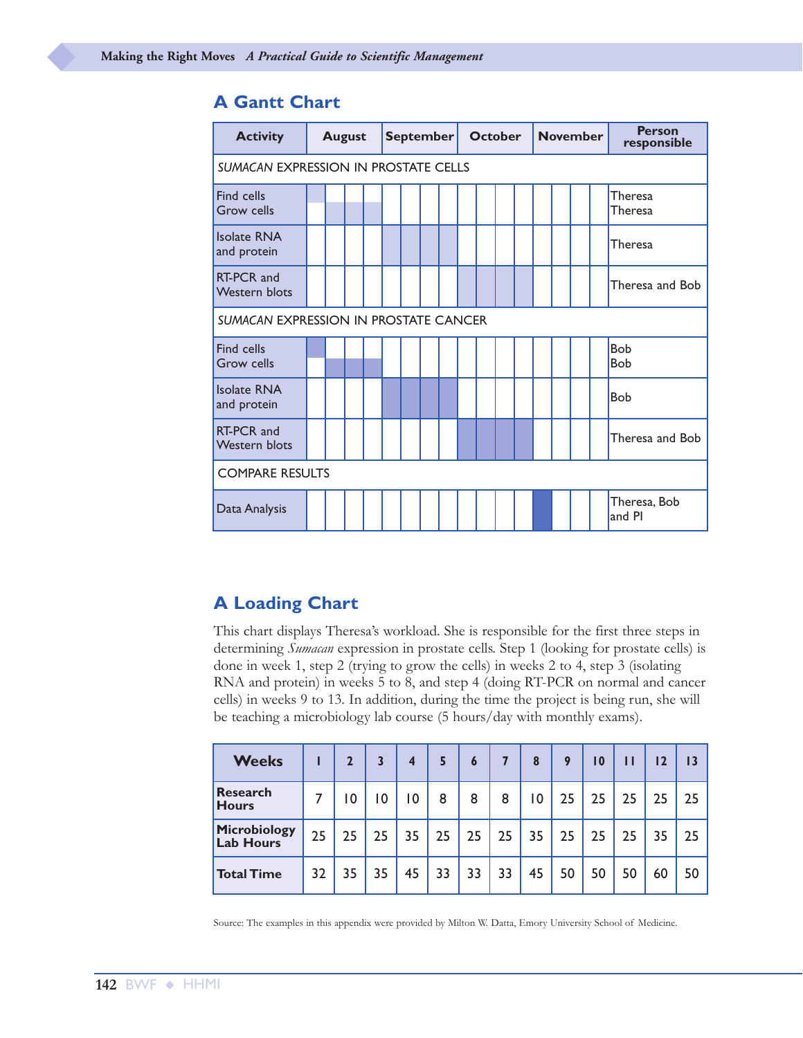## A Gantt Chart

| Activity | August | September | October | November | Person responsible |
|---|---|---|---|---|---|
| *SUMACAN* EXPRESSION IN PROSTATE CELLS | | | | | |
| Find cells<br>Grow cells | | | | | Theresa<br>Theresa |
| Isolate RNA and protein | | | | | Theresa |
| RT-PCR and Western blots | | | | | Theresa and Bob |
| *SUMACAN* EXPRESSION IN PROSTATE CANCER | | | | | |
| Find cells<br>Grow cells | | | | | Bob<br>Bob |
| Isolate RNA and protein | | | | | Bob |
| RT-PCR and Western blots | | | | | Theresa and Bob |
| COMPARE RESULTS | | | | | |
| Data Analysis | | | | | Theresa, Bob and PI |

## A Loading Chart

This chart displays Theresa's workload. She is responsible for the first three steps in determining *Sumacan* expression in prostate cells. Step 1 (looking for prostate cells) is done in week 1, step 2 (trying to grow the cells) in weeks 2 to 4, step 3 (isolating RNA and protein) in weeks 5 to 8, and step 4 (doing RT-PCR on normal and cancer cells) in weeks 9 to 13. In addition, during the time the project is being run, she will be teaching a microbiology lab course (5 hours/day with monthly exams).

| Weeks | 1 | 2 | 3 | 4 | 5 | 6 | 7 | 8 | 9 | 10 | 11 | 12 | 13 |
|---|---|---|---|---|---|---|---|---|---|---|---|---|---|
| **Research Hours** | 7 | 10 | 10 | 10 | 8 | 8 | 8 | 10 | 25 | 25 | 25 | 25 | 25 |
| **Microbiology Lab Hours** | 25 | 25 | 25 | 35 | 25 | 25 | 25 | 35 | 25 | 25 | 25 | 35 | 25 |
| **Total Time** | 32 | 35 | 35 | 45 | 33 | 33 | 33 | 45 | 50 | 50 | 50 | 60 | 50 |

Source: The examples in this appendix were provided by Milton W. Datta, Emory University School of Medicine.